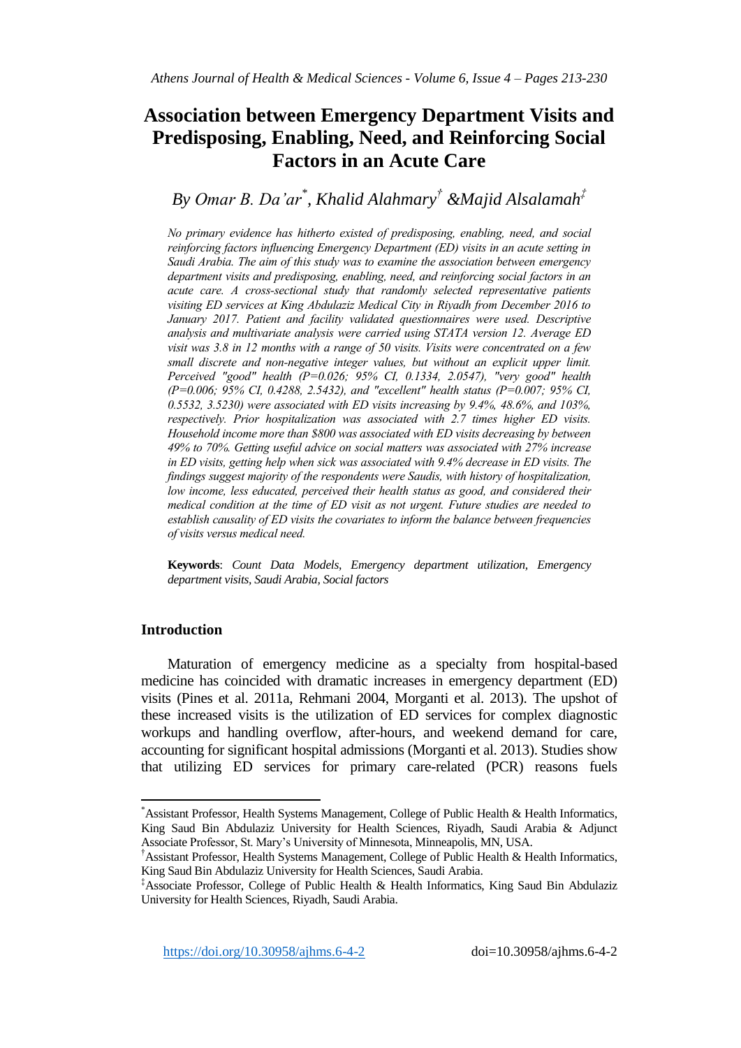# Association between Emergency Department Visits and Predisposing, Enabling, Need, and Reinforcing Social Factors in an Acute Care

*By Omar B. Da'ar[*], Khalid Alahmary[†] &Majid Alsalamah[‡]*

*No primary evidence has hitherto existed of predisposing, enabling, need, and social reinforcing factors influencing Emergency Department (ED) visits in an acute setting in Saudi Arabia. The aim of this study was to examine the association between emergency department visits and predisposing, enabling, need, and reinforcing social factors in an acute care. A cross-sectional study that randomly selected representative patients visiting ED services at King Abdulaziz Medical City in Riyadh from December 2016 to January 2017. Patient and facility validated questionnaires were used. Descriptive analysis and multivariate analysis were carried using STATA version 12. Average ED visit was 3.8 in 12 months with a range of 50 visits. Visits were concentrated on a few small discrete and non-negative integer values, but without an explicit upper limit. Perceived "good" health (P=0.026; 95% CI, 0.1334, 2.0547), "very good" health (P=0.006; 95% CI, 0.4288, 2.5432), and "excellent" health status (P=0.007; 95% CI, 0.5532, 3.5230) were associated with ED visits increasing by 9.4%, 48.6%, and 103%, respectively. Prior hospitalization was associated with 2.7 times higher ED visits. Household income more than $800 was associated with ED visits decreasing by between 49% to 70%. Getting useful advice on social matters was associated with 27% increase in ED visits, getting help when sick was associated with 9.4% decrease in ED visits. The findings suggest majority of the respondents were Saudis, with history of hospitalization, low income, less educated, perceived their health status as good, and considered their medical condition at the time of ED visit as not urgent. Future studies are needed to establish causality of ED visits the covariates to inform the balance between frequencies of visits versus medical need.*

**Keywords**: *Count Data Models, Emergency department utilization, Emergency department visits, Saudi Arabia, Social factors*

## Introduction

Maturation of emergency medicine as a specialty from hospital-based medicine has coincided with dramatic increases in emergency department (ED) visits (Pines et al. 2011a, Rehmani 2004, Morganti et al. 2013). The upshot of these increased visits is the utilization of ED services for complex diagnostic workups and handling overflow, after-hours, and weekend demand for care, accounting for significant hospital admissions (Morganti et al. 2013). Studies show that utilizing ED services for primary care-related (PCR) reasons fuels

---

[*] Assistant Professor, Health Systems Management, College of Public Health & Health Informatics, King Saud Bin Abdulaziz University for Health Sciences, Riyadh, Saudi Arabia & Adjunct Associate Professor, St. Mary's University of Minnesota, Minneapolis, MN, USA.

[†] Assistant Professor, Health Systems Management, College of Public Health & Health Informatics, King Saud Bin Abdulaziz University for Health Sciences, Saudi Arabia.

[‡] Associate Professor, College of Public Health & Health Informatics, King Saud Bin Abdulaziz University for Health Sciences, Riyadh, Saudi Arabia.

https://doi.org/10.30958/ajhms.6-4-2 doi=10.30958/ajhms.6-4-2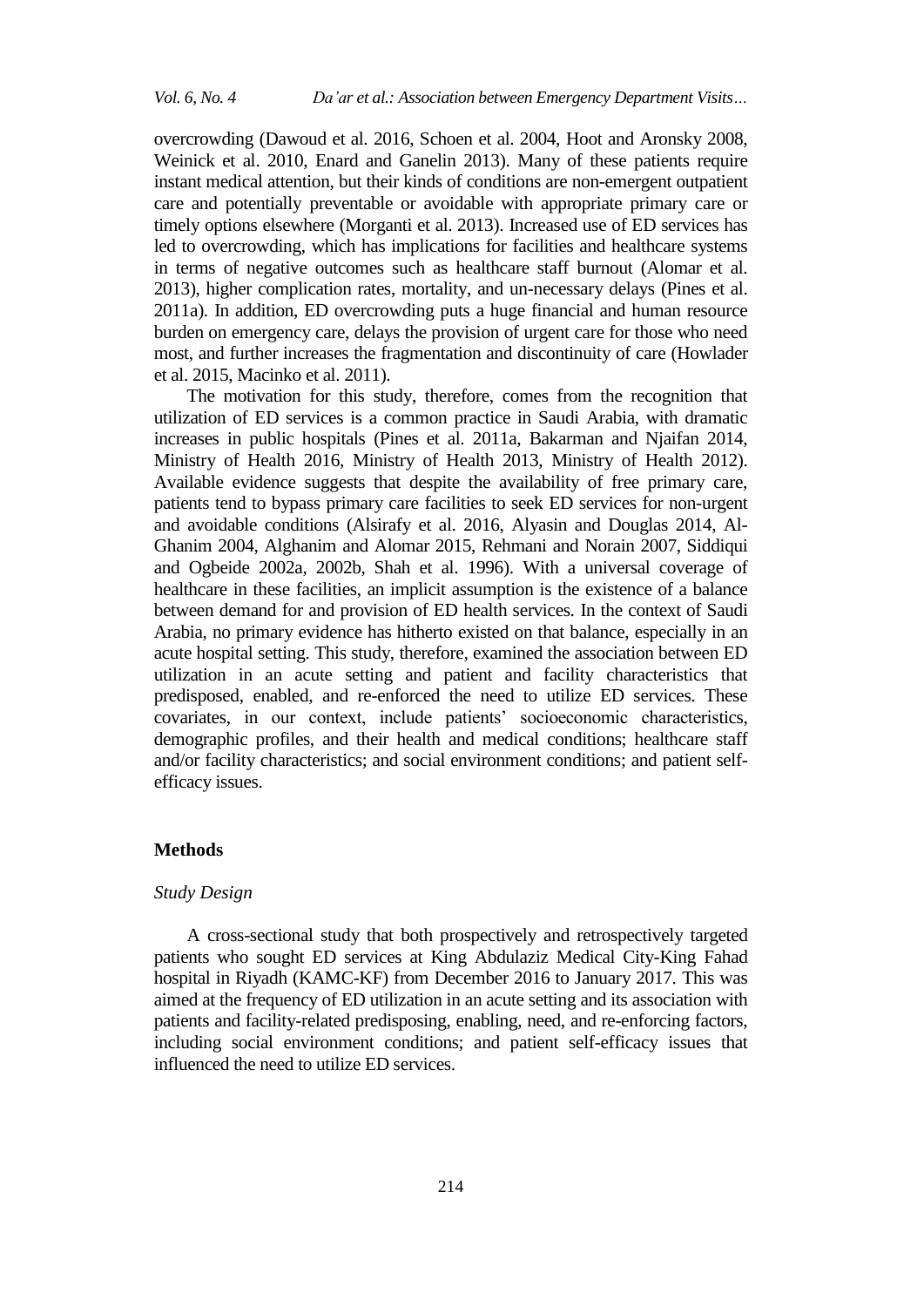overcrowding (Dawoud et al. 2016, Schoen et al. 2004, Hoot and Aronsky 2008, Weinick et al. 2010, Enard and Ganelin 2013). Many of these patients require instant medical attention, but their kinds of conditions are non-emergent outpatient care and potentially preventable or avoidable with appropriate primary care or timely options elsewhere (Morganti et al. 2013). Increased use of ED services has led to overcrowding, which has implications for facilities and healthcare systems in terms of negative outcomes such as healthcare staff burnout (Alomar et al. 2013), higher complication rates, mortality, and un-necessary delays (Pines et al. 2011a). In addition, ED overcrowding puts a huge financial and human resource burden on emergency care, delays the provision of urgent care for those who need most, and further increases the fragmentation and discontinuity of care (Howlader et al. 2015, Macinko et al. 2011).

The motivation for this study, therefore, comes from the recognition that utilization of ED services is a common practice in Saudi Arabia, with dramatic increases in public hospitals (Pines et al. 2011a, Bakarman and Njaifan 2014, Ministry of Health 2016, Ministry of Health 2013, Ministry of Health 2012). Available evidence suggests that despite the availability of free primary care, patients tend to bypass primary care facilities to seek ED services for non-urgent and avoidable conditions (Alsirafy et al. 2016, Alyasin and Douglas 2014, Al-Ghanim 2004, Alghanim and Alomar 2015, Rehmani and Norain 2007, Siddiqui and Ogbeide 2002a, 2002b, Shah et al. 1996). With a universal coverage of healthcare in these facilities, an implicit assumption is the existence of a balance between demand for and provision of ED health services. In the context of Saudi Arabia, no primary evidence has hitherto existed on that balance, especially in an acute hospital setting. This study, therefore, examined the association between ED utilization in an acute setting and patient and facility characteristics that predisposed, enabled, and re-enforced the need to utilize ED services. These covariates, in our context, include patients' socioeconomic characteristics, demographic profiles, and their health and medical conditions; healthcare staff and/or facility characteristics; and social environment conditions; and patient self-efficacy issues.

## Methods

### *Study Design*

A cross-sectional study that both prospectively and retrospectively targeted patients who sought ED services at King Abdulaziz Medical City-King Fahad hospital in Riyadh (KAMC-KF) from December 2016 to January 2017. This was aimed at the frequency of ED utilization in an acute setting and its association with patients and facility-related predisposing, enabling, need, and re-enforcing factors, including social environment conditions; and patient self-efficacy issues that influenced the need to utilize ED services.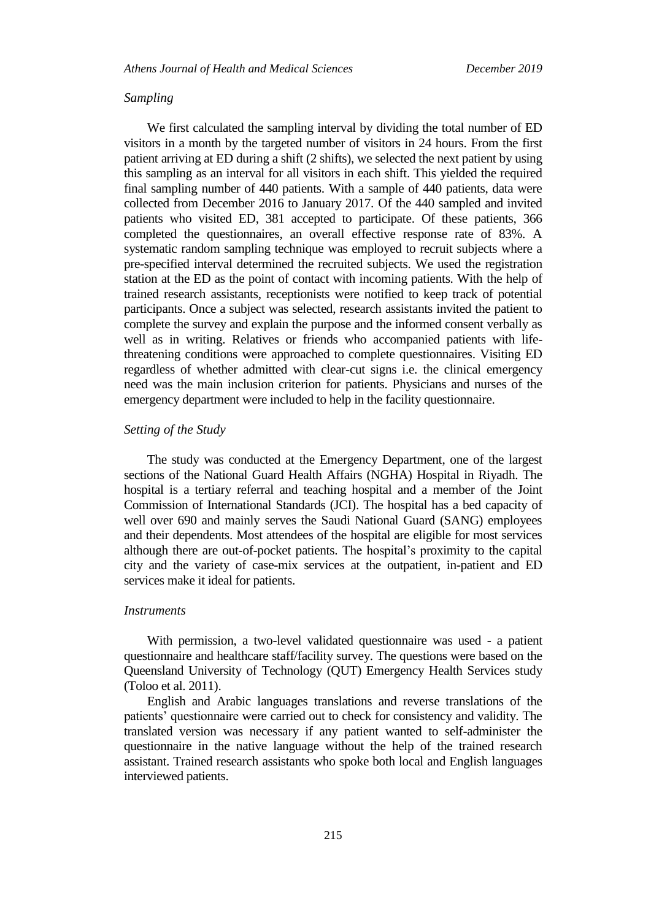### *Sampling*

We first calculated the sampling interval by dividing the total number of ED visitors in a month by the targeted number of visitors in 24 hours. From the first patient arriving at ED during a shift (2 shifts), we selected the next patient by using this sampling as an interval for all visitors in each shift. This yielded the required final sampling number of 440 patients. With a sample of 440 patients, data were collected from December 2016 to January 2017. Of the 440 sampled and invited patients who visited ED, 381 accepted to participate. Of these patients, 366 completed the questionnaires, an overall effective response rate of 83%. A systematic random sampling technique was employed to recruit subjects where a pre-specified interval determined the recruited subjects. We used the registration station at the ED as the point of contact with incoming patients. With the help of trained research assistants, receptionists were notified to keep track of potential participants. Once a subject was selected, research assistants invited the patient to complete the survey and explain the purpose and the informed consent verbally as well as in writing. Relatives or friends who accompanied patients with life-threatening conditions were approached to complete questionnaires. Visiting ED regardless of whether admitted with clear-cut signs i.e. the clinical emergency need was the main inclusion criterion for patients. Physicians and nurses of the emergency department were included to help in the facility questionnaire.

### *Setting of the Study*

The study was conducted at the Emergency Department, one of the largest sections of the National Guard Health Affairs (NGHA) Hospital in Riyadh. The hospital is a tertiary referral and teaching hospital and a member of the Joint Commission of International Standards (JCI). The hospital has a bed capacity of well over 690 and mainly serves the Saudi National Guard (SANG) employees and their dependents. Most attendees of the hospital are eligible for most services although there are out-of-pocket patients. The hospital's proximity to the capital city and the variety of case-mix services at the outpatient, in-patient and ED services make it ideal for patients.

### *Instruments*

With permission, a two-level validated questionnaire was used - a patient questionnaire and healthcare staff/facility survey. The questions were based on the Queensland University of Technology (QUT) Emergency Health Services study (Toloo et al. 2011).

English and Arabic languages translations and reverse translations of the patients' questionnaire were carried out to check for consistency and validity. The translated version was necessary if any patient wanted to self-administer the questionnaire in the native language without the help of the trained research assistant. Trained research assistants who spoke both local and English languages interviewed patients.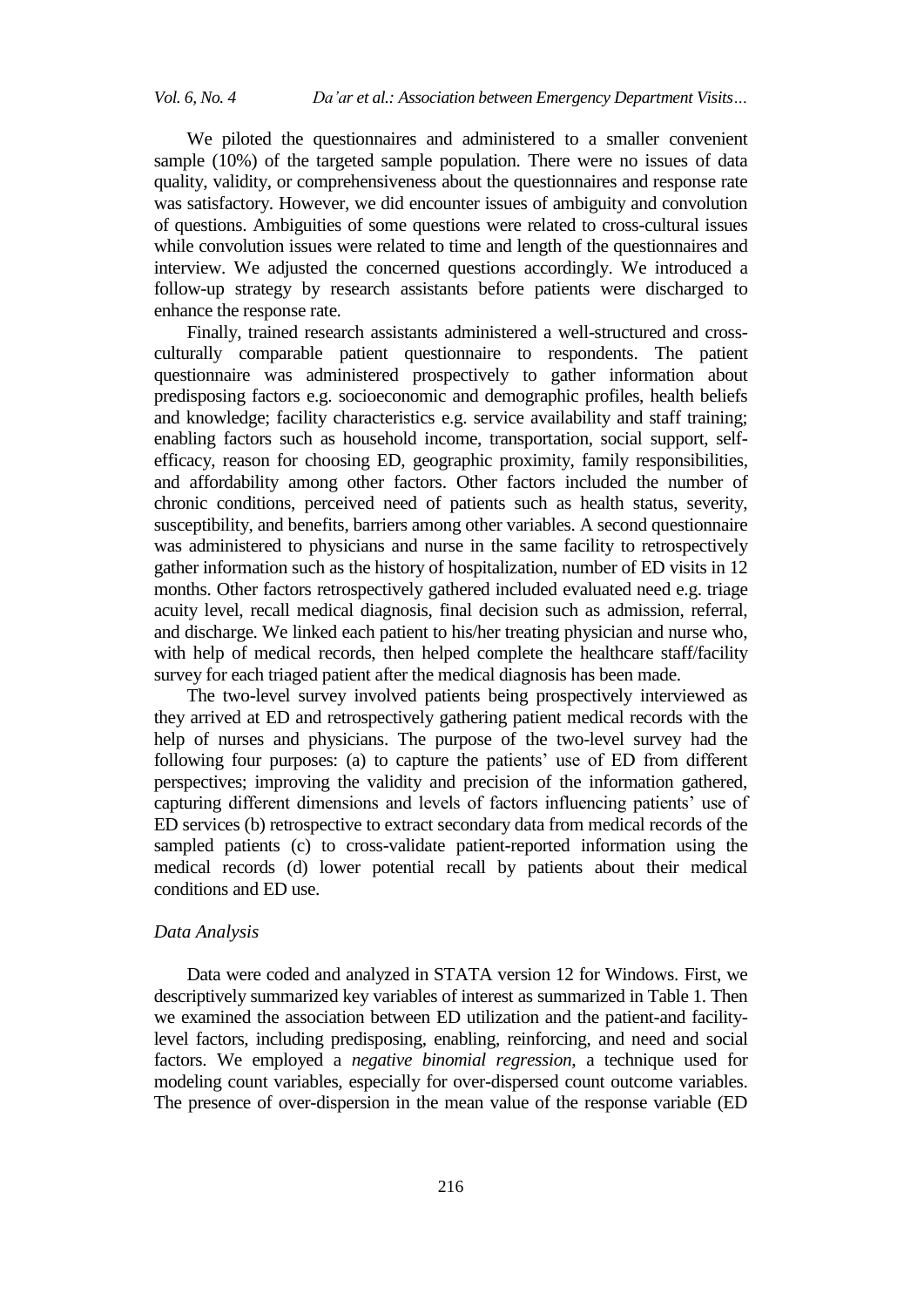We piloted the questionnaires and administered to a smaller convenient sample (10%) of the targeted sample population. There were no issues of data quality, validity, or comprehensiveness about the questionnaires and response rate was satisfactory. However, we did encounter issues of ambiguity and convolution of questions. Ambiguities of some questions were related to cross-cultural issues while convolution issues were related to time and length of the questionnaires and interview. We adjusted the concerned questions accordingly. We introduced a follow-up strategy by research assistants before patients were discharged to enhance the response rate.

Finally, trained research assistants administered a well-structured and cross-culturally comparable patient questionnaire to respondents. The patient questionnaire was administered prospectively to gather information about predisposing factors e.g. socioeconomic and demographic profiles, health beliefs and knowledge; facility characteristics e.g. service availability and staff training; enabling factors such as household income, transportation, social support, self-efficacy, reason for choosing ED, geographic proximity, family responsibilities, and affordability among other factors. Other factors included the number of chronic conditions, perceived need of patients such as health status, severity, susceptibility, and benefits, barriers among other variables. A second questionnaire was administered to physicians and nurse in the same facility to retrospectively gather information such as the history of hospitalization, number of ED visits in 12 months. Other factors retrospectively gathered included evaluated need e.g. triage acuity level, recall medical diagnosis, final decision such as admission, referral, and discharge. We linked each patient to his/her treating physician and nurse who, with help of medical records, then helped complete the healthcare staff/facility survey for each triaged patient after the medical diagnosis has been made.

The two-level survey involved patients being prospectively interviewed as they arrived at ED and retrospectively gathering patient medical records with the help of nurses and physicians. The purpose of the two-level survey had the following four purposes: (a) to capture the patients' use of ED from different perspectives; improving the validity and precision of the information gathered, capturing different dimensions and levels of factors influencing patients' use of ED services (b) retrospective to extract secondary data from medical records of the sampled patients (c) to cross-validate patient-reported information using the medical records (d) lower potential recall by patients about their medical conditions and ED use.

### *Data Analysis*

Data were coded and analyzed in STATA version 12 for Windows. First, we descriptively summarized key variables of interest as summarized in Table 1. Then we examined the association between ED utilization and the patient-and facility-level factors, including predisposing, enabling, reinforcing, and need and social factors. We employed a *negative binomial regression*, a technique used for modeling count variables, especially for over-dispersed count outcome variables. The presence of over-dispersion in the mean value of the response variable (ED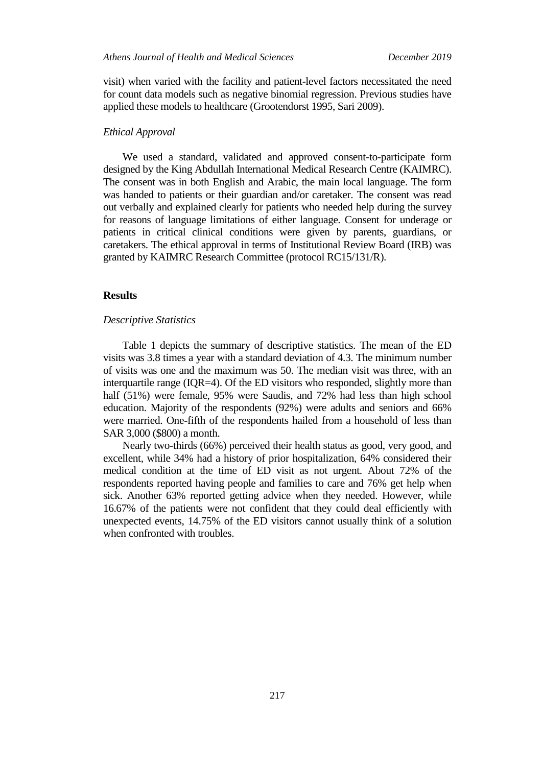visit) when varied with the facility and patient-level factors necessitated the need for count data models such as negative binomial regression. Previous studies have applied these models to healthcare (Grootendorst 1995, Sari 2009).

### *Ethical Approval*

We used a standard, validated and approved consent-to-participate form designed by the King Abdullah International Medical Research Centre (KAIMRC). The consent was in both English and Arabic, the main local language. The form was handed to patients or their guardian and/or caretaker. The consent was read out verbally and explained clearly for patients who needed help during the survey for reasons of language limitations of either language. Consent for underage or patients in critical clinical conditions were given by parents, guardians, or caretakers. The ethical approval in terms of Institutional Review Board (IRB) was granted by KAIMRC Research Committee (protocol RC15/131/R).

## **Results**

### *Descriptive Statistics*

Table 1 depicts the summary of descriptive statistics. The mean of the ED visits was 3.8 times a year with a standard deviation of 4.3. The minimum number of visits was one and the maximum was 50. The median visit was three, with an interquartile range (IQR=4). Of the ED visitors who responded, slightly more than half (51%) were female, 95% were Saudis, and 72% had less than high school education. Majority of the respondents (92%) were adults and seniors and 66% were married. One-fifth of the respondents hailed from a household of less than SAR 3,000 ($800) a month.

Nearly two-thirds (66%) perceived their health status as good, very good, and excellent, while 34% had a history of prior hospitalization, 64% considered their medical condition at the time of ED visit as not urgent. About 72% of the respondents reported having people and families to care and 76% get help when sick. Another 63% reported getting advice when they needed. However, while 16.67% of the patients were not confident that they could deal efficiently with unexpected events, 14.75% of the ED visitors cannot usually think of a solution when confronted with troubles.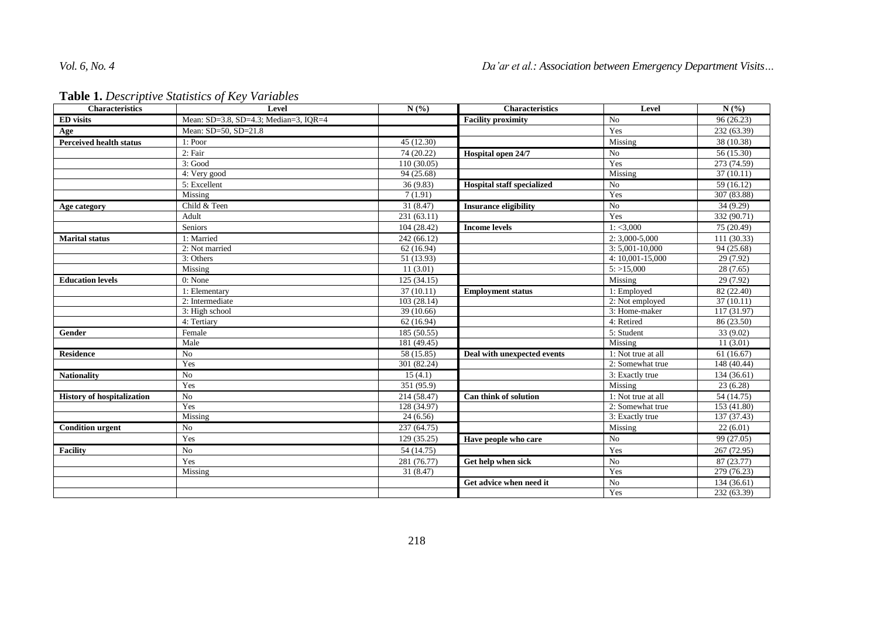**Table 1.** *Descriptive Statistics of Key Variables*

| Characteristics | Level | N (%) | Characteristics | Level | N (%) |
|---|---|---|---|---|---|
| **ED visits** | Mean: SD=3.8, SD=4.3; Median=3, IQR=4 | | **Facility proximity** | No | 96 (26.23) |
| **Age** | Mean: SD=50, SD=21.8 | | | Yes | 232 (63.39) |
| **Perceived health status** | 1: Poor | 45 (12.30) | | Missing | 38 (10.38) |
| | 2: Fair | 74 (20.22) | **Hospital open 24/7** | No | 56 (15.30) |
| | 3: Good | 110 (30.05) | | Yes | 273 (74.59) |
| | 4: Very good | 94 (25.68) | | Missing | 37 (10.11) |
| | 5: Excellent | 36 (9.83) | **Hospital staff specialized** | No | 59 (16.12) |
| | Missing | 7 (1.91) | | Yes | 307 (83.88) |
| **Age category** | Child & Teen | 31 (8.47) | **Insurance eligibility** | No | 34 (9.29) |
| | Adult | 231 (63.11) | | Yes | 332 (90.71) |
| | Seniors | 104 (28.42) | **Income levels** | 1: <3,000 | 75 (20.49) |
| **Marital status** | 1: Married | 242 (66.12) | | 2: 3,000-5,000 | 111 (30.33) |
| | 2: Not married | 62 (16.94) | | 3: 5,001-10,000 | 94 (25.68) |
| | 3: Others | 51 (13.93) | | 4: 10,001-15,000 | 29 (7.92) |
| | Missing | 11 (3.01) | | 5: >15,000 | 28 (7.65) |
| **Education levels** | 0: None | 125 (34.15) | | Missing | 29 (7.92) |
| | 1: Elementary | 37 (10.11) | **Employment status** | 1: Employed | 82 (22.40) |
| | 2: Intermediate | 103 (28.14) | | 2: Not employed | 37 (10.11) |
| | 3: High school | 39 (10.66) | | 3: Home-maker | 117 (31.97) |
| | 4: Tertiary | 62 (16.94) | | 4: Retired | 86 (23.50) |
| **Gender** | Female | 185 (50.55) | | 5: Student | 33 (9.02) |
| | Male | 181 (49.45) | | Missing | 11 (3.01) |
| **Residence** | No | 58 (15.85) | **Deal with unexpected events** | 1: Not true at all | 61 (16.67) |
| | Yes | 301 (82.24) | | 2: Somewhat true | 148 (40.44) |
| **Nationality** | No | 15 (4.1) | | 3: Exactly true | 134 (36.61) |
| | Yes | 351 (95.9) | | Missing | 23 (6.28) |
| **History of hospitalization** | No | 214 (58.47) | **Can think of solution** | 1: Not true at all | 54 (14.75) |
| | Yes | 128 (34.97) | | 2: Somewhat true | 153 (41.80) |
| | Missing | 24 (6.56) | | 3: Exactly true | 137 (37.43) |
| **Condition urgent** | No | 237 (64.75) | | Missing | 22 (6.01) |
| | Yes | 129 (35.25) | **Have people who care** | No | 99 (27.05) |
| **Facility** | No | 54 (14.75) | | Yes | 267 (72.95) |
| | Yes | 281 (76.77) | **Get help when sick** | No | 87 (23.77) |
| | Missing | 31 (8.47) | | Yes | 279 (76.23) |
| | | | **Get advice when need it** | No | 134 (36.61) |
| | | | | Yes | 232 (63.39) |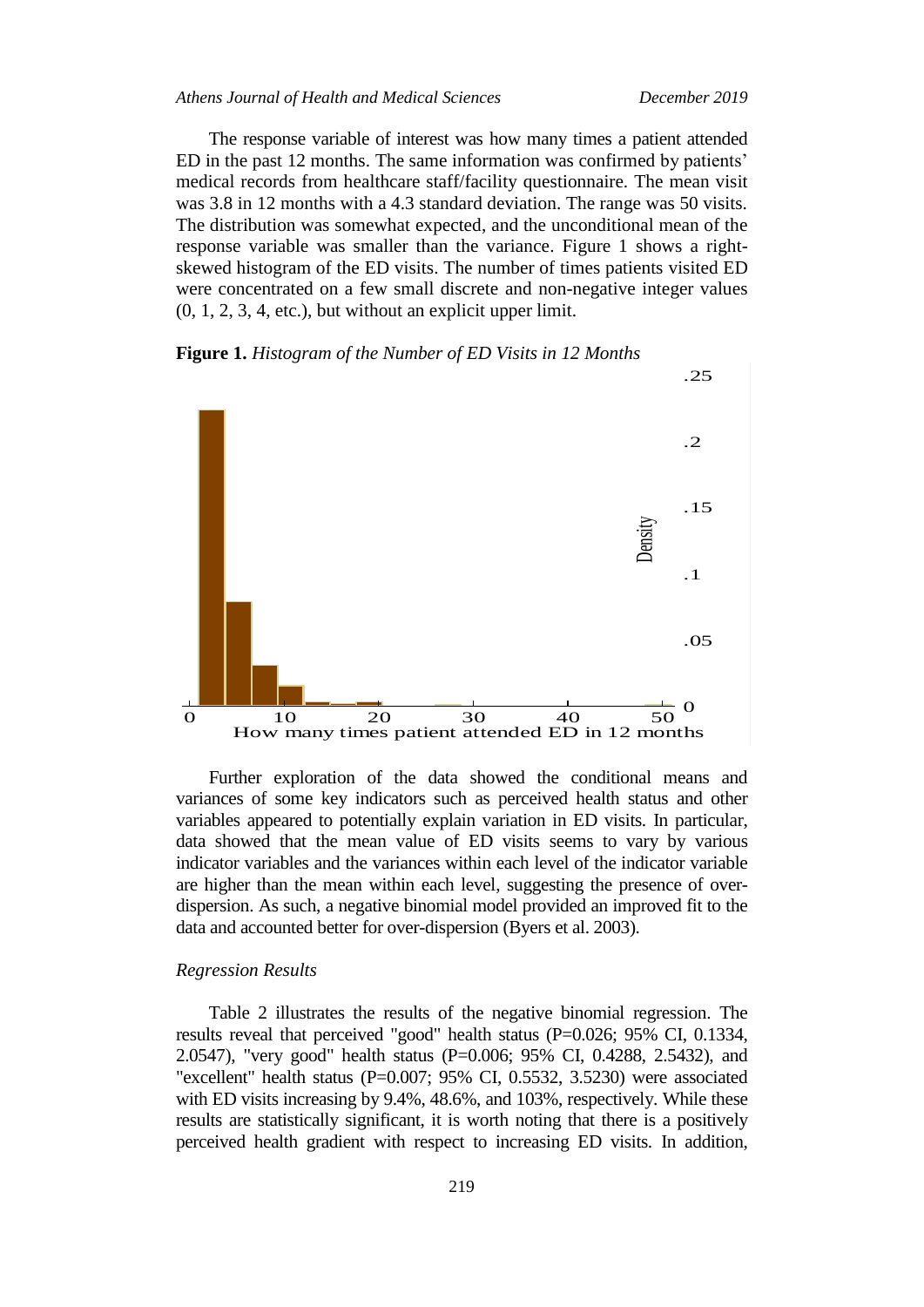The response variable of interest was how many times a patient attended ED in the past 12 months. The same information was confirmed by patients' medical records from healthcare staff/facility questionnaire. The mean visit was 3.8 in 12 months with a 4.3 standard deviation. The range was 50 visits. The distribution was somewhat expected, and the unconditional mean of the response variable was smaller than the variance. Figure 1 shows a right-skewed histogram of the ED visits. The number of times patients visited ED were concentrated on a few small discrete and non-negative integer values (0, 1, 2, 3, 4, etc.), but without an explicit upper limit.

**Figure 1.** *Histogram of the Number of ED Visits in 12 Months*

Density

.25
.2
.15
.1
.05
0

0
10
20
30
40
50

How many times patient attended ED in 12 months

Further exploration of the data showed the conditional means and variances of some key indicators such as perceived health status and other variables appeared to potentially explain variation in ED visits. In particular, data showed that the mean value of ED visits seems to vary by various indicator variables and the variances within each level of the indicator variable are higher than the mean within each level, suggesting the presence of over-dispersion. As such, a negative binomial model provided an improved fit to the data and accounted better for over-dispersion (Byers et al. 2003).

### *Regression Results*

Table 2 illustrates the results of the negative binomial regression. The results reveal that perceived "good" health status (P=0.026; 95% CI, 0.1334, 2.0547), "very good" health status (P=0.006; 95% CI, 0.4288, 2.5432), and "excellent" health status (P=0.007; 95% CI, 0.5532, 3.5230) were associated with ED visits increasing by 9.4%, 48.6%, and 103%, respectively. While these results are statistically significant, it is worth noting that there is a positively perceived health gradient with respect to increasing ED visits. In addition,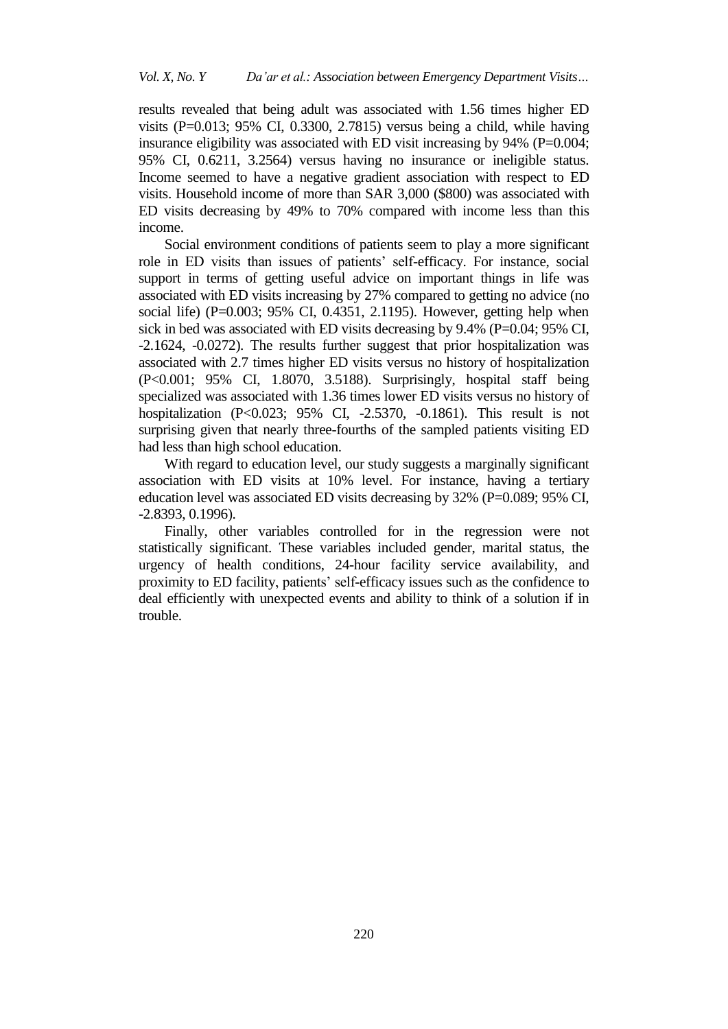results revealed that being adult was associated with 1.56 times higher ED visits (P=0.013; 95% CI, 0.3300, 2.7815) versus being a child, while having insurance eligibility was associated with ED visit increasing by 94% (P=0.004; 95% CI, 0.6211, 3.2564) versus having no insurance or ineligible status. Income seemed to have a negative gradient association with respect to ED visits. Household income of more than SAR 3,000 ($800) was associated with ED visits decreasing by 49% to 70% compared with income less than this income.

Social environment conditions of patients seem to play a more significant role in ED visits than issues of patients' self-efficacy. For instance, social support in terms of getting useful advice on important things in life was associated with ED visits increasing by 27% compared to getting no advice (no social life) (P=0.003; 95% CI, 0.4351, 2.1195). However, getting help when sick in bed was associated with ED visits decreasing by 9.4% (P=0.04; 95% CI, -2.1624, -0.0272). The results further suggest that prior hospitalization was associated with 2.7 times higher ED visits versus no history of hospitalization (P<0.001; 95% CI, 1.8070, 3.5188). Surprisingly, hospital staff being specialized was associated with 1.36 times lower ED visits versus no history of hospitalization (P<0.023; 95% CI, -2.5370, -0.1861). This result is not surprising given that nearly three-fourths of the sampled patients visiting ED had less than high school education.

With regard to education level, our study suggests a marginally significant association with ED visits at 10% level. For instance, having a tertiary education level was associated ED visits decreasing by 32% (P=0.089; 95% CI, -2.8393, 0.1996).

Finally, other variables controlled for in the regression were not statistically significant. These variables included gender, marital status, the urgency of health conditions, 24-hour facility service availability, and proximity to ED facility, patients' self-efficacy issues such as the confidence to deal efficiently with unexpected events and ability to think of a solution if in trouble.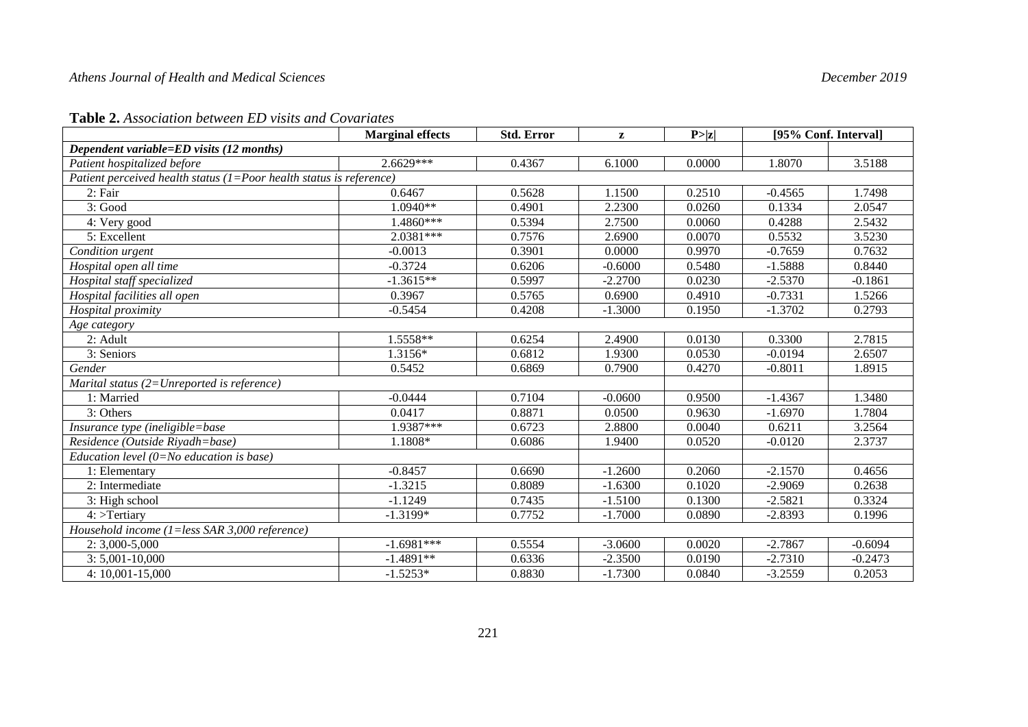**Table 2.** *Association between ED visits and Covariates*

| | Marginal effects | Std. Error | z | P>\|z\| | [95% Conf. Interval] | |
|---|---|---|---|---|---|---|
| *Dependent variable=ED visits (12 months)* | | | | | | |
| *Patient hospitalized before* | 2.6629*** | 0.4367 | 6.1000 | 0.0000 | 1.8070 | 3.5188 |
| *Patient perceived health status (1=Poor health status is reference)* | | | | | | |
| 2: Fair | 0.6467 | 0.5628 | 1.1500 | 0.2510 | -0.4565 | 1.7498 |
| 3: Good | 1.0940** | 0.4901 | 2.2300 | 0.0260 | 0.1334 | 2.0547 |
| 4: Very good | 1.4860*** | 0.5394 | 2.7500 | 0.0060 | 0.4288 | 2.5432 |
| 5: Excellent | 2.0381*** | 0.7576 | 2.6900 | 0.0070 | 0.5532 | 3.5230 |
| *Condition urgent* | -0.0013 | 0.3901 | 0.0000 | 0.9970 | -0.7659 | 0.7632 |
| *Hospital open all time* | -0.3724 | 0.6206 | -0.6000 | 0.5480 | -1.5888 | 0.8440 |
| *Hospital staff specialized* | -1.3615** | 0.5997 | -2.2700 | 0.0230 | -2.5370 | -0.1861 |
| *Hospital facilities all open* | 0.3967 | 0.5765 | 0.6900 | 0.4910 | -0.7331 | 1.5266 |
| *Hospital proximity* | -0.5454 | 0.4208 | -1.3000 | 0.1950 | -1.3702 | 0.2793 |
| *Age category* | | | | | | |
| 2: Adult | 1.5558** | 0.6254 | 2.4900 | 0.0130 | 0.3300 | 2.7815 |
| 3: Seniors | 1.3156* | 0.6812 | 1.9300 | 0.0530 | -0.0194 | 2.6507 |
| *Gender* | 0.5452 | 0.6869 | 0.7900 | 0.4270 | -0.8011 | 1.8915 |
| *Marital status (2=Unreported is reference)* | | | | | | |
| 1: Married | -0.0444 | 0.7104 | -0.0600 | 0.9500 | -1.4367 | 1.3480 |
| 3: Others | 0.0417 | 0.8871 | 0.0500 | 0.9630 | -1.6970 | 1.7804 |
| *Insurance type (ineligible=base* | 1.9387*** | 0.6723 | 2.8800 | 0.0040 | 0.6211 | 3.2564 |
| *Residence (Outside Riyadh=base)* | 1.1808* | 0.6086 | 1.9400 | 0.0520 | -0.0120 | 2.3737 |
| *Education level (0=No education is base)* | | | | | | |
| 1: Elementary | -0.8457 | 0.6690 | -1.2600 | 0.2060 | -2.1570 | 0.4656 |
| 2: Intermediate | -1.3215 | 0.8089 | -1.6300 | 0.1020 | -2.9069 | 0.2638 |
| 3: High school | -1.1249 | 0.7435 | -1.5100 | 0.1300 | -2.5821 | 0.3324 |
| 4: >Tertiary | -1.3199* | 0.7752 | -1.7000 | 0.0890 | -2.8393 | 0.1996 |
| *Household income (1=less SAR 3,000 reference)* | | | | | | |
| 2: 3,000-5,000 | -1.6981*** | 0.5554 | -3.0600 | 0.0020 | -2.7867 | -0.6094 |
| 3: 5,001-10,000 | -1.4891** | 0.6336 | -2.3500 | 0.0190 | -2.7310 | -0.2473 |
| 4: 10,001-15,000 | -1.5253* | 0.8830 | -1.7300 | 0.0840 | -3.2559 | 0.2053 |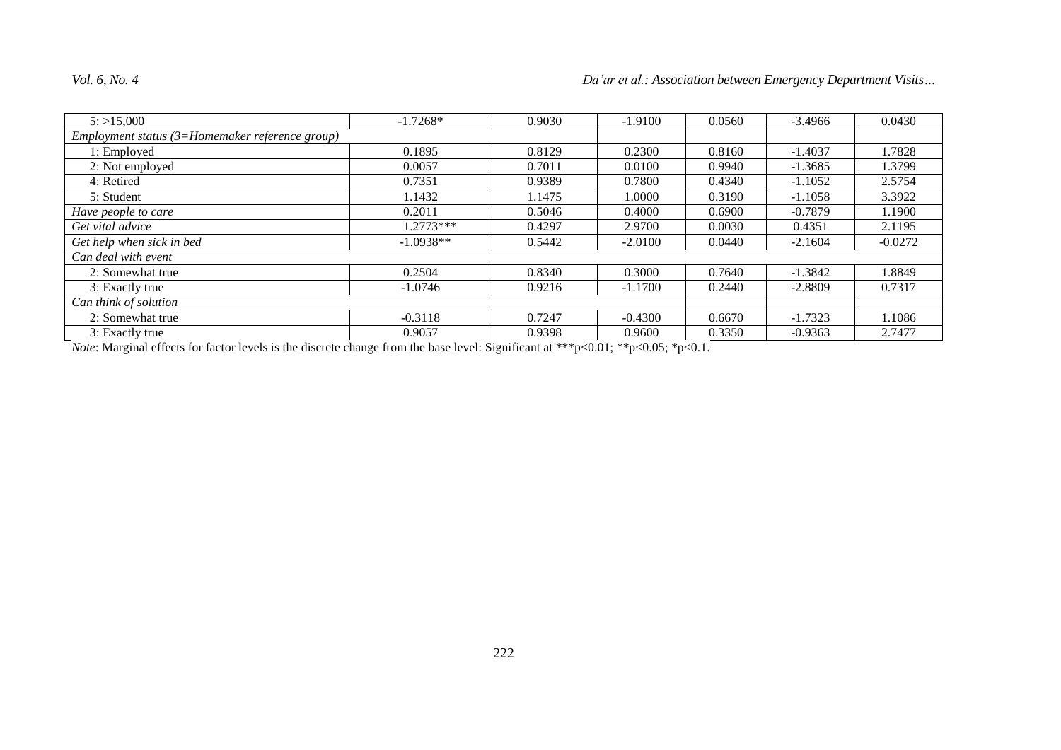| | | | | | | |
|---|---|---|---|---|---|---|
| 5: >15,000 | -1.7268* | 0.9030 | -1.9100 | 0.0560 | -3.4966 | 0.0430 |
| *Employment status (3=Homemaker reference group)* | | | | | | |
| 1: Employed | 0.1895 | 0.8129 | 0.2300 | 0.8160 | -1.4037 | 1.7828 |
| 2: Not employed | 0.0057 | 0.7011 | 0.0100 | 0.9940 | -1.3685 | 1.3799 |
| 4: Retired | 0.7351 | 0.9389 | 0.7800 | 0.4340 | -1.1052 | 2.5754 |
| 5: Student | 1.1432 | 1.1475 | 1.0000 | 0.3190 | -1.1058 | 3.3922 |
| *Have people to care* | 0.2011 | 0.5046 | 0.4000 | 0.6900 | -0.7879 | 1.1900 |
| *Get vital advice* | 1.2773*** | 0.4297 | 2.9700 | 0.0030 | 0.4351 | 2.1195 |
| *Get help when sick in bed* | -1.0938** | 0.5442 | -2.0100 | 0.0440 | -2.1604 | -0.0272 |
| *Can deal with event* | | | | | | |
| 2: Somewhat true | 0.2504 | 0.8340 | 0.3000 | 0.7640 | -1.3842 | 1.8849 |
| 3: Exactly true | -1.0746 | 0.9216 | -1.1700 | 0.2440 | -2.8809 | 0.7317 |
| *Can think of solution* | | | | | | |
| 2: Somewhat true | -0.3118 | 0.7247 | -0.4300 | 0.6670 | -1.7323 | 1.1086 |
| 3: Exactly true | 0.9057 | 0.9398 | 0.9600 | 0.3350 | -0.9363 | 2.7477 |

*Note*: Marginal effects for factor levels is the discrete change from the base level: Significant at ***p<0.01; **p<0.05; *p<0.1.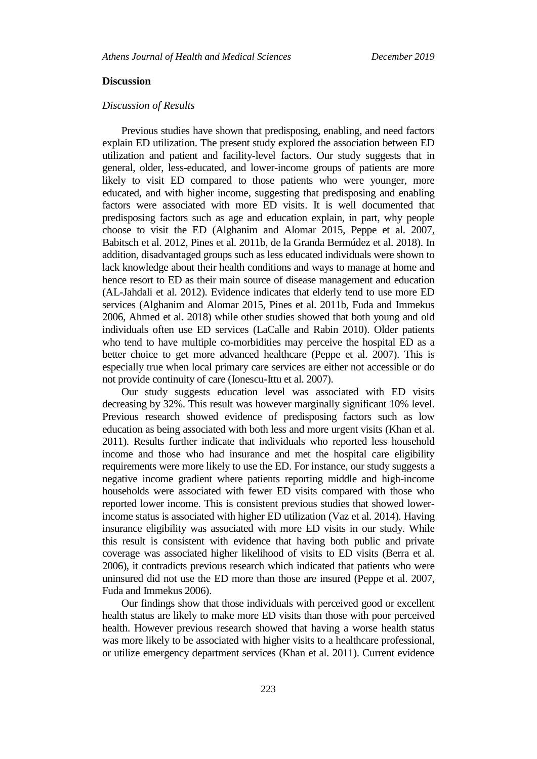## Discussion

### *Discussion of Results*

Previous studies have shown that predisposing, enabling, and need factors explain ED utilization. The present study explored the association between ED utilization and patient and facility-level factors. Our study suggests that in general, older, less-educated, and lower-income groups of patients are more likely to visit ED compared to those patients who were younger, more educated, and with higher income, suggesting that predisposing and enabling factors were associated with more ED visits. It is well documented that predisposing factors such as age and education explain, in part, why people choose to visit the ED (Alghanim and Alomar 2015, Peppe et al. 2007, Babitsch et al. 2012, Pines et al. 2011b, de la Granda Bermúdez et al. 2018). In addition, disadvantaged groups such as less educated individuals were shown to lack knowledge about their health conditions and ways to manage at home and hence resort to ED as their main source of disease management and education (AL-Jahdali et al. 2012). Evidence indicates that elderly tend to use more ED services (Alghanim and Alomar 2015, Pines et al. 2011b, Fuda and Immekus 2006, Ahmed et al. 2018) while other studies showed that both young and old individuals often use ED services (LaCalle and Rabin 2010). Older patients who tend to have multiple co-morbidities may perceive the hospital ED as a better choice to get more advanced healthcare (Peppe et al. 2007). This is especially true when local primary care services are either not accessible or do not provide continuity of care (Ionescu-Ittu et al. 2007).

Our study suggests education level was associated with ED visits decreasing by 32%. This result was however marginally significant 10% level. Previous research showed evidence of predisposing factors such as low education as being associated with both less and more urgent visits (Khan et al. 2011). Results further indicate that individuals who reported less household income and those who had insurance and met the hospital care eligibility requirements were more likely to use the ED. For instance, our study suggests a negative income gradient where patients reporting middle and high-income households were associated with fewer ED visits compared with those who reported lower income. This is consistent previous studies that showed lower-income status is associated with higher ED utilization (Vaz et al. 2014). Having insurance eligibility was associated with more ED visits in our study. While this result is consistent with evidence that having both public and private coverage was associated higher likelihood of visits to ED visits (Berra et al. 2006), it contradicts previous research which indicated that patients who were uninsured did not use the ED more than those are insured (Peppe et al. 2007, Fuda and Immekus 2006).

Our findings show that those individuals with perceived good or excellent health status are likely to make more ED visits than those with poor perceived health. However previous research showed that having a worse health status was more likely to be associated with higher visits to a healthcare professional, or utilize emergency department services (Khan et al. 2011). Current evidence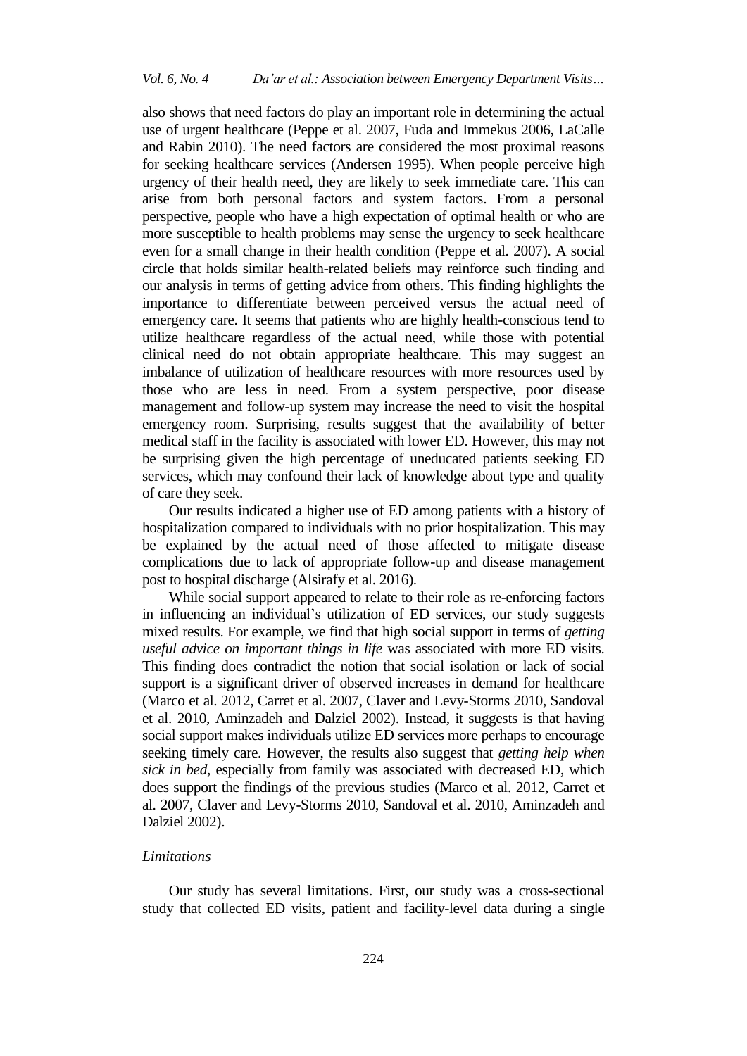also shows that need factors do play an important role in determining the actual use of urgent healthcare (Peppe et al. 2007, Fuda and Immekus 2006, LaCalle and Rabin 2010). The need factors are considered the most proximal reasons for seeking healthcare services (Andersen 1995). When people perceive high urgency of their health need, they are likely to seek immediate care. This can arise from both personal factors and system factors. From a personal perspective, people who have a high expectation of optimal health or who are more susceptible to health problems may sense the urgency to seek healthcare even for a small change in their health condition (Peppe et al. 2007). A social circle that holds similar health-related beliefs may reinforce such finding and our analysis in terms of getting advice from others. This finding highlights the importance to differentiate between perceived versus the actual need of emergency care. It seems that patients who are highly health-conscious tend to utilize healthcare regardless of the actual need, while those with potential clinical need do not obtain appropriate healthcare. This may suggest an imbalance of utilization of healthcare resources with more resources used by those who are less in need. From a system perspective, poor disease management and follow-up system may increase the need to visit the hospital emergency room. Surprising, results suggest that the availability of better medical staff in the facility is associated with lower ED. However, this may not be surprising given the high percentage of uneducated patients seeking ED services, which may confound their lack of knowledge about type and quality of care they seek.

Our results indicated a higher use of ED among patients with a history of hospitalization compared to individuals with no prior hospitalization. This may be explained by the actual need of those affected to mitigate disease complications due to lack of appropriate follow-up and disease management post to hospital discharge (Alsirafy et al. 2016).

While social support appeared to relate to their role as re-enforcing factors in influencing an individual's utilization of ED services, our study suggests mixed results. For example, we find that high social support in terms of *getting useful advice on important things in life* was associated with more ED visits. This finding does contradict the notion that social isolation or lack of social support is a significant driver of observed increases in demand for healthcare (Marco et al. 2012, Carret et al. 2007, Claver and Levy-Storms 2010, Sandoval et al. 2010, Aminzadeh and Dalziel 2002). Instead, it suggests is that having social support makes individuals utilize ED services more perhaps to encourage seeking timely care. However, the results also suggest that *getting help when sick in bed*, especially from family was associated with decreased ED, which does support the findings of the previous studies (Marco et al. 2012, Carret et al. 2007, Claver and Levy-Storms 2010, Sandoval et al. 2010, Aminzadeh and Dalziel 2002).

### *Limitations*

Our study has several limitations. First, our study was a cross-sectional study that collected ED visits, patient and facility-level data during a single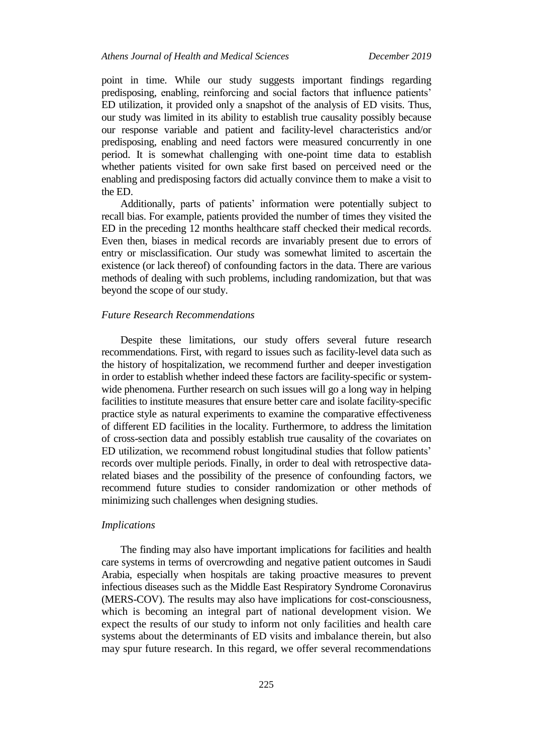point in time. While our study suggests important findings regarding predisposing, enabling, reinforcing and social factors that influence patients' ED utilization, it provided only a snapshot of the analysis of ED visits. Thus, our study was limited in its ability to establish true causality possibly because our response variable and patient and facility-level characteristics and/or predisposing, enabling and need factors were measured concurrently in one period. It is somewhat challenging with one-point time data to establish whether patients visited for own sake first based on perceived need or the enabling and predisposing factors did actually convince them to make a visit to the ED.

Additionally, parts of patients' information were potentially subject to recall bias. For example, patients provided the number of times they visited the ED in the preceding 12 months healthcare staff checked their medical records. Even then, biases in medical records are invariably present due to errors of entry or misclassification. Our study was somewhat limited to ascertain the existence (or lack thereof) of confounding factors in the data. There are various methods of dealing with such problems, including randomization, but that was beyond the scope of our study.

### *Future Research Recommendations*

Despite these limitations, our study offers several future research recommendations. First, with regard to issues such as facility-level data such as the history of hospitalization, we recommend further and deeper investigation in order to establish whether indeed these factors are facility-specific or system-wide phenomena. Further research on such issues will go a long way in helping facilities to institute measures that ensure better care and isolate facility-specific practice style as natural experiments to examine the comparative effectiveness of different ED facilities in the locality. Furthermore, to address the limitation of cross-section data and possibly establish true causality of the covariates on ED utilization, we recommend robust longitudinal studies that follow patients' records over multiple periods. Finally, in order to deal with retrospective data-related biases and the possibility of the presence of confounding factors, we recommend future studies to consider randomization or other methods of minimizing such challenges when designing studies.

### *Implications*

The finding may also have important implications for facilities and health care systems in terms of overcrowding and negative patient outcomes in Saudi Arabia, especially when hospitals are taking proactive measures to prevent infectious diseases such as the Middle East Respiratory Syndrome Coronavirus (MERS-COV). The results may also have implications for cost-consciousness, which is becoming an integral part of national development vision. We expect the results of our study to inform not only facilities and health care systems about the determinants of ED visits and imbalance therein, but also may spur future research. In this regard, we offer several recommendations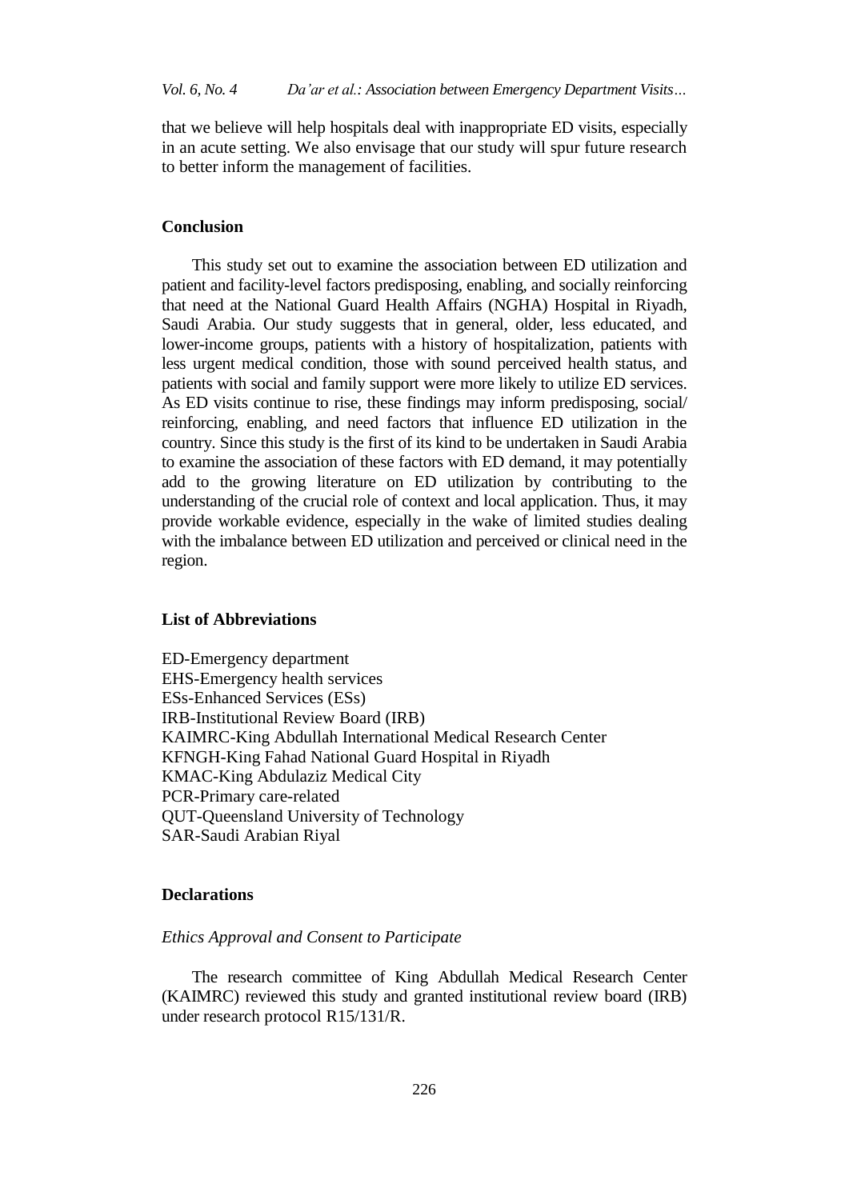that we believe will help hospitals deal with inappropriate ED visits, especially in an acute setting. We also envisage that our study will spur future research to better inform the management of facilities.

## Conclusion

This study set out to examine the association between ED utilization and patient and facility-level factors predisposing, enabling, and socially reinforcing that need at the National Guard Health Affairs (NGHA) Hospital in Riyadh, Saudi Arabia. Our study suggests that in general, older, less educated, and lower-income groups, patients with a history of hospitalization, patients with less urgent medical condition, those with sound perceived health status, and patients with social and family support were more likely to utilize ED services. As ED visits continue to rise, these findings may inform predisposing, social/ reinforcing, enabling, and need factors that influence ED utilization in the country. Since this study is the first of its kind to be undertaken in Saudi Arabia to examine the association of these factors with ED demand, it may potentially add to the growing literature on ED utilization by contributing to the understanding of the crucial role of context and local application. Thus, it may provide workable evidence, especially in the wake of limited studies dealing with the imbalance between ED utilization and perceived or clinical need in the region.

## List of Abbreviations

ED-Emergency department
EHS-Emergency health services
ESs-Enhanced Services (ESs)
IRB-Institutional Review Board (IRB)
KAIMRC-King Abdullah International Medical Research Center
KFNGH-King Fahad National Guard Hospital in Riyadh
KMAC-King Abdulaziz Medical City
PCR-Primary care-related
QUT-Queensland University of Technology
SAR-Saudi Arabian Riyal

## Declarations

### *Ethics Approval and Consent to Participate*

The research committee of King Abdullah Medical Research Center (KAIMRC) reviewed this study and granted institutional review board (IRB) under research protocol R15/131/R.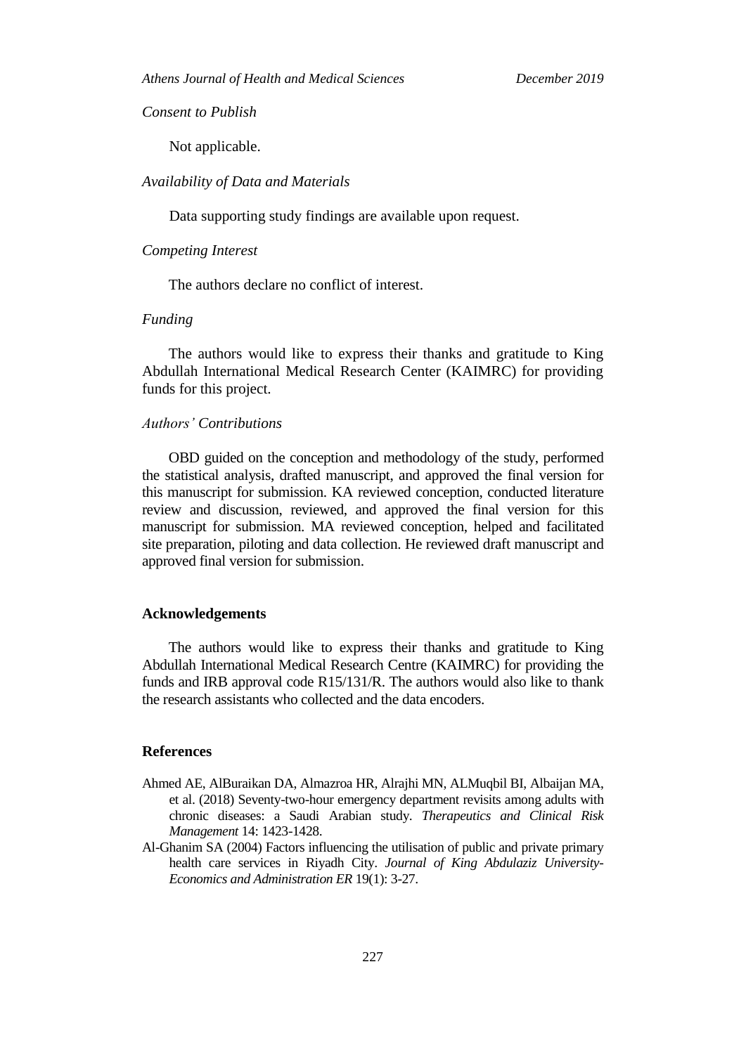*Consent to Publish*

Not applicable.

*Availability of Data and Materials*

Data supporting study findings are available upon request.

*Competing Interest*

The authors declare no conflict of interest.

*Funding*

The authors would like to express their thanks and gratitude to King Abdullah International Medical Research Center (KAIMRC) for providing funds for this project.

*Authors' Contributions*

OBD guided on the conception and methodology of the study, performed the statistical analysis, drafted manuscript, and approved the final version for this manuscript for submission. KA reviewed conception, conducted literature review and discussion, reviewed, and approved the final version for this manuscript for submission. MA reviewed conception, helped and facilitated site preparation, piloting and data collection. He reviewed draft manuscript and approved final version for submission.

## Acknowledgements

The authors would like to express their thanks and gratitude to King Abdullah International Medical Research Centre (KAIMRC) for providing the funds and IRB approval code R15/131/R. The authors would also like to thank the research assistants who collected and the data encoders.

## References

Ahmed AE, AlBuraikan DA, Almazroa HR, Alrajhi MN, ALMuqbil BI, Albaijan MA, et al. (2018) Seventy-two-hour emergency department revisits among adults with chronic diseases: a Saudi Arabian study. *Therapeutics and Clinical Risk Management* 14: 1423-1428.

Al-Ghanim SA (2004) Factors influencing the utilisation of public and private primary health care services in Riyadh City. *Journal of King Abdulaziz University-Economics and Administration ER* 19(1): 3-27.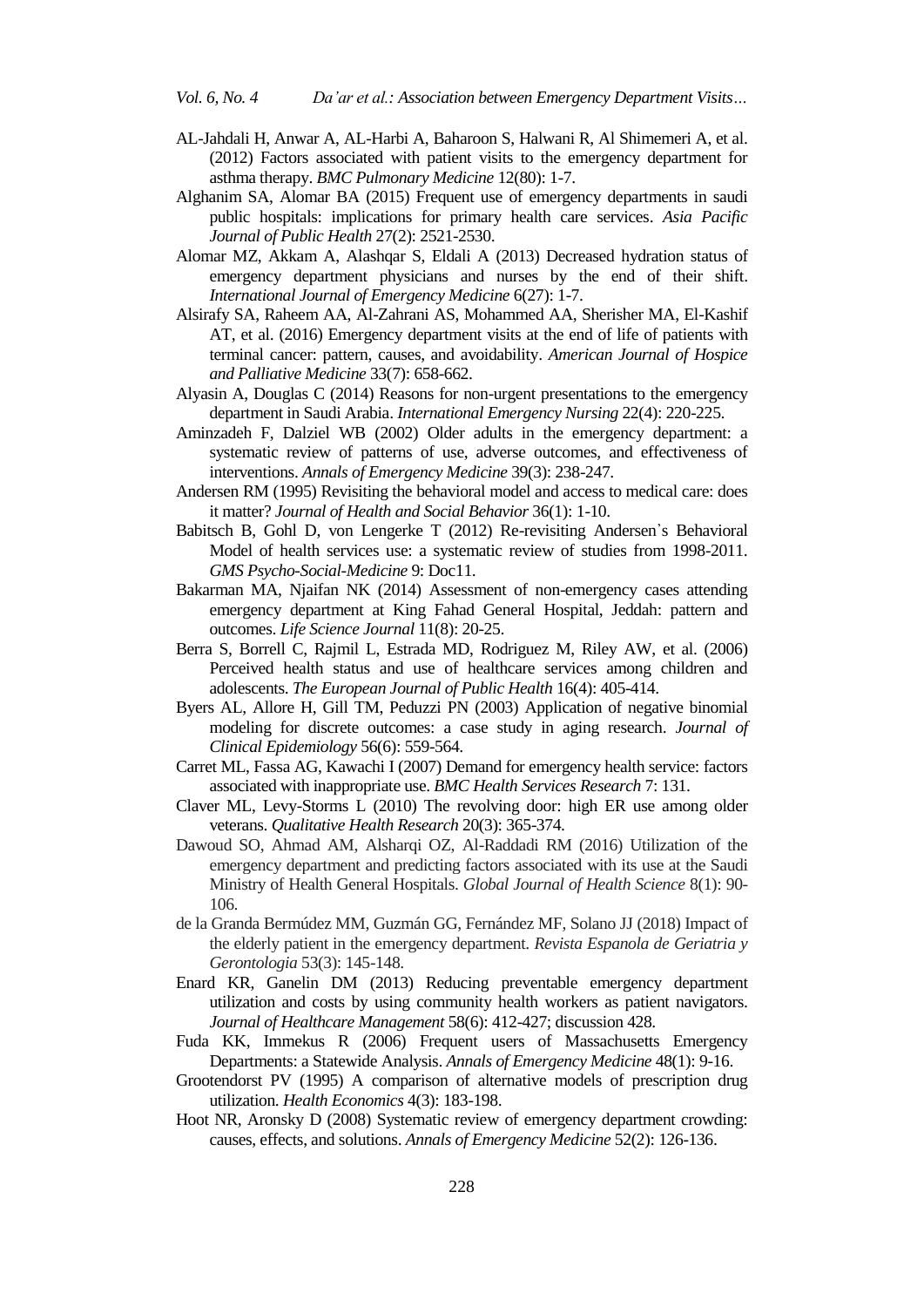AL-Jahdali H, Anwar A, AL-Harbi A, Baharoon S, Halwani R, Al Shimemeri A, et al. (2012) Factors associated with patient visits to the emergency department for asthma therapy. *BMC Pulmonary Medicine* 12(80): 1-7.

Alghanim SA, Alomar BA (2015) Frequent use of emergency departments in saudi public hospitals: implications for primary health care services. *Asia Pacific Journal of Public Health* 27(2): 2521-2530.

Alomar MZ, Akkam A, Alashqar S, Eldali A (2013) Decreased hydration status of emergency department physicians and nurses by the end of their shift. *International Journal of Emergency Medicine* 6(27): 1-7.

Alsirafy SA, Raheem AA, Al-Zahrani AS, Mohammed AA, Sherisher MA, El-Kashif AT, et al. (2016) Emergency department visits at the end of life of patients with terminal cancer: pattern, causes, and avoidability. *American Journal of Hospice and Palliative Medicine* 33(7): 658-662.

Alyasin A, Douglas C (2014) Reasons for non-urgent presentations to the emergency department in Saudi Arabia. *International Emergency Nursing* 22(4): 220-225.

Aminzadeh F, Dalziel WB (2002) Older adults in the emergency department: a systematic review of patterns of use, adverse outcomes, and effectiveness of interventions. *Annals of Emergency Medicine* 39(3): 238-247.

Andersen RM (1995) Revisiting the behavioral model and access to medical care: does it matter? *Journal of Health and Social Behavior* 36(1): 1-10.

Babitsch B, Gohl D, von Lengerke T (2012) Re-revisiting Andersen`s Behavioral Model of health services use: a systematic review of studies from 1998-2011. *GMS Psycho-Social-Medicine* 9: Doc11.

Bakarman MA, Njaifan NK (2014) Assessment of non-emergency cases attending emergency department at King Fahad General Hospital, Jeddah: pattern and outcomes. *Life Science Journal* 11(8): 20-25.

Berra S, Borrell C, Rajmil L, Estrada MD, Rodriguez M, Riley AW, et al. (2006) Perceived health status and use of healthcare services among children and adolescents. *The European Journal of Public Health* 16(4): 405-414.

Byers AL, Allore H, Gill TM, Peduzzi PN (2003) Application of negative binomial modeling for discrete outcomes: a case study in aging research. *Journal of Clinical Epidemiology* 56(6): 559-564.

Carret ML, Fassa AG, Kawachi I (2007) Demand for emergency health service: factors associated with inappropriate use. *BMC Health Services Research* 7: 131.

Claver ML, Levy-Storms L (2010) The revolving door: high ER use among older veterans. *Qualitative Health Research* 20(3): 365-374.

Dawoud SO, Ahmad AM, Alsharqi OZ, Al-Raddadi RM (2016) Utilization of the emergency department and predicting factors associated with its use at the Saudi Ministry of Health General Hospitals. *Global Journal of Health Science* 8(1): 90-106.

de la Granda Bermúdez MM, Guzmán GG, Fernández MF, Solano JJ (2018) Impact of the elderly patient in the emergency department. *Revista Espanola de Geriatria y Gerontologia* 53(3): 145-148.

Enard KR, Ganelin DM (2013) Reducing preventable emergency department utilization and costs by using community health workers as patient navigators. *Journal of Healthcare Management* 58(6): 412-427; discussion 428.

Fuda KK, Immekus R (2006) Frequent users of Massachusetts Emergency Departments: a Statewide Analysis. *Annals of Emergency Medicine* 48(1): 9-16.

Grootendorst PV (1995) A comparison of alternative models of prescription drug utilization. *Health Economics* 4(3): 183-198.

Hoot NR, Aronsky D (2008) Systematic review of emergency department crowding: causes, effects, and solutions. *Annals of Emergency Medicine* 52(2): 126-136.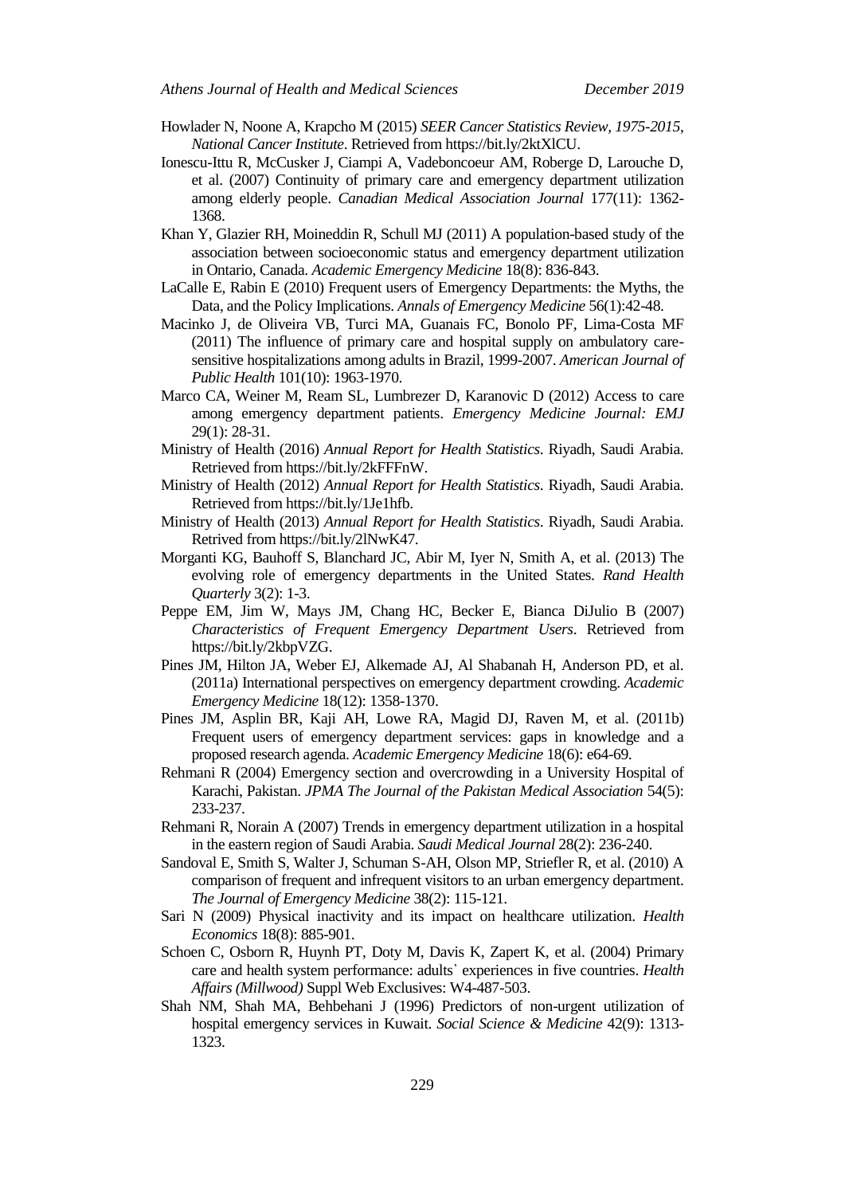Howlader N, Noone A, Krapcho M (2015) *SEER Cancer Statistics Review, 1975-2015, National Cancer Institute*. Retrieved from https://bit.ly/2ktXlCU.

Ionescu-Ittu R, McCusker J, Ciampi A, Vadeboncoeur AM, Roberge D, Larouche D, et al. (2007) Continuity of primary care and emergency department utilization among elderly people. *Canadian Medical Association Journal* 177(11): 1362-1368.

Khan Y, Glazier RH, Moineddin R, Schull MJ (2011) A population-based study of the association between socioeconomic status and emergency department utilization in Ontario, Canada. *Academic Emergency Medicine* 18(8): 836-843.

LaCalle E, Rabin E (2010) Frequent users of Emergency Departments: the Myths, the Data, and the Policy Implications. *Annals of Emergency Medicine* 56(1):42-48.

Macinko J, de Oliveira VB, Turci MA, Guanais FC, Bonolo PF, Lima-Costa MF (2011) The influence of primary care and hospital supply on ambulatory care-sensitive hospitalizations among adults in Brazil, 1999-2007. *American Journal of Public Health* 101(10): 1963-1970.

Marco CA, Weiner M, Ream SL, Lumbrezer D, Karanovic D (2012) Access to care among emergency department patients. *Emergency Medicine Journal: EMJ* 29(1): 28-31.

Ministry of Health (2016) *Annual Report for Health Statistics*. Riyadh, Saudi Arabia. Retrieved from https://bit.ly/2kFFFnW.

Ministry of Health (2012) *Annual Report for Health Statistics*. Riyadh, Saudi Arabia. Retrieved from https://bit.ly/1Je1hfb.

Ministry of Health (2013) *Annual Report for Health Statistics*. Riyadh, Saudi Arabia. Retrived from https://bit.ly/2lNwK47.

Morganti KG, Bauhoff S, Blanchard JC, Abir M, Iyer N, Smith A, et al. (2013) The evolving role of emergency departments in the United States. *Rand Health Quarterly* 3(2): 1-3.

Peppe EM, Jim W, Mays JM, Chang HC, Becker E, Bianca DiJulio B (2007) *Characteristics of Frequent Emergency Department Users*. Retrieved from https://bit.ly/2kbpVZG.

Pines JM, Hilton JA, Weber EJ, Alkemade AJ, Al Shabanah H, Anderson PD, et al. (2011a) International perspectives on emergency department crowding. *Academic Emergency Medicine* 18(12): 1358-1370.

Pines JM, Asplin BR, Kaji AH, Lowe RA, Magid DJ, Raven M, et al. (2011b) Frequent users of emergency department services: gaps in knowledge and a proposed research agenda. *Academic Emergency Medicine* 18(6): e64-69.

Rehmani R (2004) Emergency section and overcrowding in a University Hospital of Karachi, Pakistan. *JPMA The Journal of the Pakistan Medical Association* 54(5): 233-237.

Rehmani R, Norain A (2007) Trends in emergency department utilization in a hospital in the eastern region of Saudi Arabia. *Saudi Medical Journal* 28(2): 236-240.

Sandoval E, Smith S, Walter J, Schuman S-AH, Olson MP, Striefler R, et al. (2010) A comparison of frequent and infrequent visitors to an urban emergency department. *The Journal of Emergency Medicine* 38(2): 115-121.

Sari N (2009) Physical inactivity and its impact on healthcare utilization. *Health Economics* 18(8): 885-901.

Schoen C, Osborn R, Huynh PT, Doty M, Davis K, Zapert K, et al. (2004) Primary care and health system performance: adults' experiences in five countries. *Health Affairs (Millwood)* Suppl Web Exclusives: W4-487-503.

Shah NM, Shah MA, Behbehani J (1996) Predictors of non-urgent utilization of hospital emergency services in Kuwait. *Social Science & Medicine* 42(9): 1313-1323.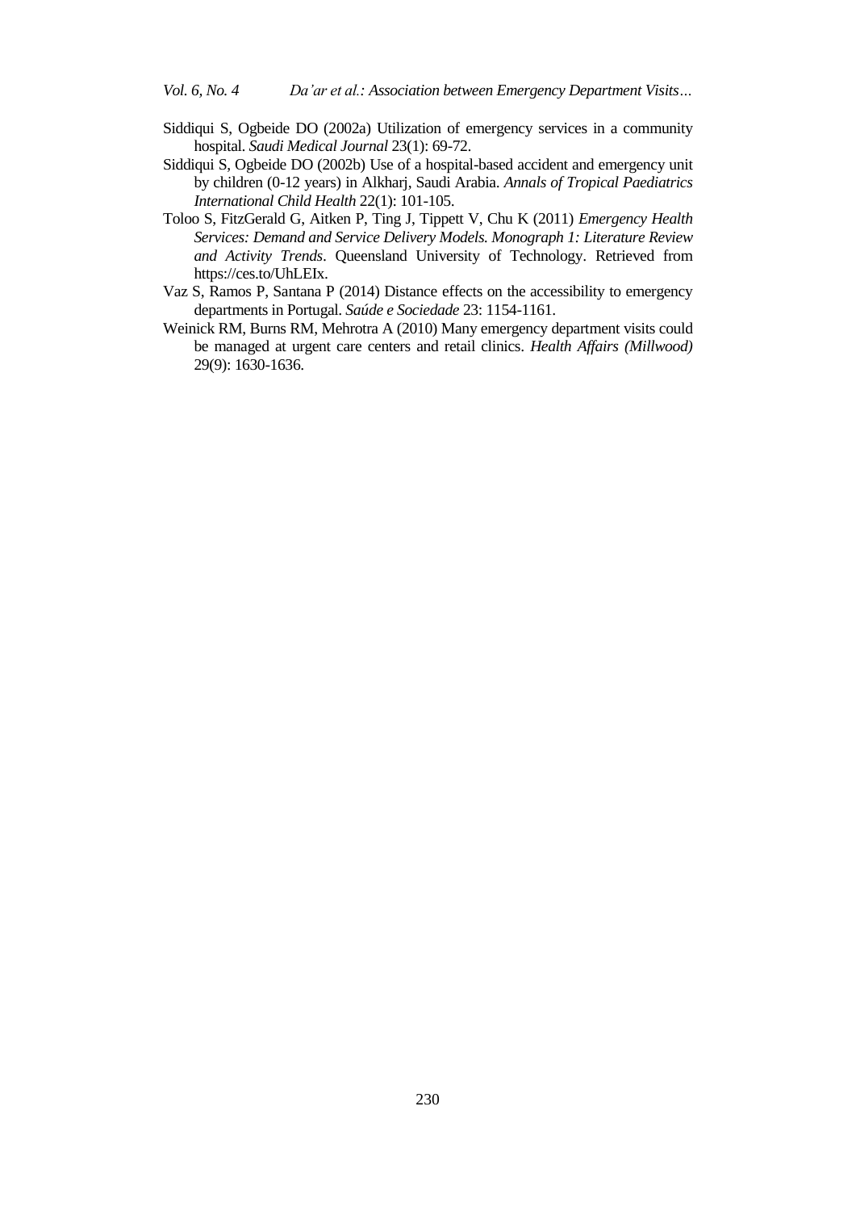Siddiqui S, Ogbeide DO (2002a) Utilization of emergency services in a community hospital. *Saudi Medical Journal* 23(1): 69-72.

Siddiqui S, Ogbeide DO (2002b) Use of a hospital-based accident and emergency unit by children (0-12 years) in Alkharj, Saudi Arabia. *Annals of Tropical Paediatrics International Child Health* 22(1): 101-105.

Toloo S, FitzGerald G, Aitken P, Ting J, Tippett V, Chu K (2011) *Emergency Health Services: Demand and Service Delivery Models. Monograph 1: Literature Review and Activity Trends*. Queensland University of Technology. Retrieved from https://ces.to/UhLEIx.

Vaz S, Ramos P, Santana P (2014) Distance effects on the accessibility to emergency departments in Portugal. *Saúde e Sociedade* 23: 1154-1161.

Weinick RM, Burns RM, Mehrotra A (2010) Many emergency department visits could be managed at urgent care centers and retail clinics. *Health Affairs (Millwood)* 29(9): 1630-1636.